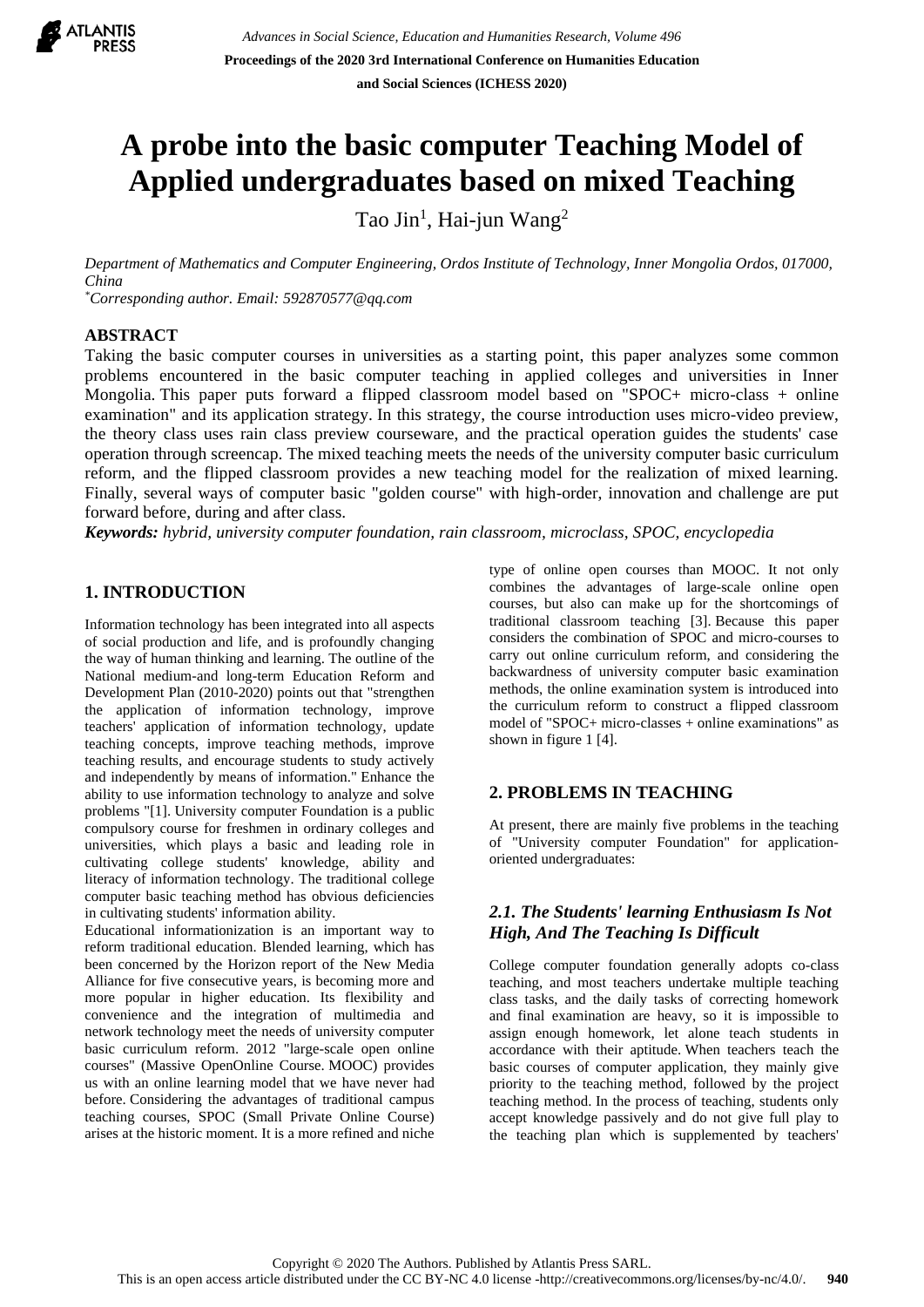# A probe into the basic computer Teaching Model of Applied undergraduates based on mixed Teaching

Tao Jin[1], Hai-jun Wang[2]

*Department of Mathematics and Computer Engineering, Ordos Institute of Technology, Inner Mongolia Ordos, 017000, China*

*[*]Corresponding author. Email: 592870577@qq.com*

## ABSTRACT

Taking the basic computer courses in universities as a starting point, this paper analyzes some common problems encountered in the basic computer teaching in applied colleges and universities in Inner Mongolia. This paper puts forward a flipped classroom model based on "SPOC+ micro-class + online examination" and its application strategy. In this strategy, the course introduction uses micro-video preview, the theory class uses rain class preview courseware, and the practical operation guides the students' case operation through screencap. The mixed teaching meets the needs of the university computer basic curriculum reform, and the flipped classroom provides a new teaching model for the realization of mixed learning. Finally, several ways of computer basic "golden course" with high-order, innovation and challenge are put forward before, during and after class.

***Keywords:*** *hybrid, university computer foundation, rain classroom, microclass, SPOC, encyclopedia*

## 1. INTRODUCTION

Information technology has been integrated into all aspects of social production and life, and is profoundly changing the way of human thinking and learning. The outline of the National medium-and long-term Education Reform and Development Plan (2010-2020) points out that "strengthen the application of information technology, improve teachers' application of information technology, update teaching concepts, improve teaching methods, improve teaching results, and encourage students to study actively and independently by means of information." Enhance the ability to use information technology to analyze and solve problems "[1]. University computer Foundation is a public compulsory course for freshmen in ordinary colleges and universities, which plays a basic and leading role in cultivating college students' knowledge, ability and literacy of information technology. The traditional college computer basic teaching method has obvious deficiencies in cultivating students' information ability.

Educational informatization is an important way to reform traditional education. Blended learning, which has been concerned by the Horizon report of the New Media Alliance for five consecutive years, is becoming more and more popular in higher education. Its flexibility and convenience and the integration of multimedia and network technology meet the needs of university computer basic curriculum reform. 2012 "large-scale open online courses" (Massive OpenOnline Course. MOOC) provides us with an online learning model that we have never had before. Considering the advantages of traditional campus teaching courses, SPOC (Small Private Online Course) arises at the historic moment. It is a more refined and niche type of online open courses than MOOC. It not only combines the advantages of large-scale online open courses, but also can make up for the shortcomings of traditional classroom teaching [3]. Because this paper considers the combination of SPOC and micro-courses to carry out online curriculum reform, and considering the backwardness of university computer basic examination methods, the online examination system is introduced into the curriculum reform to construct a flipped classroom model of "SPOC+ micro-classes + online examinations" as shown in figure 1 [4].

## 2. PROBLEMS IN TEACHING

At present, there are mainly five problems in the teaching of "University computer Foundation" for application-oriented undergraduates:

### *2.1. The Students' learning Enthusiasm Is Not High, And The Teaching Is Difficult*

College computer foundation generally adopts co-class teaching, and most teachers undertake multiple teaching class tasks, and the daily tasks of correcting homework and final examination are heavy, so it is impossible to assign enough homework, let alone teach students in accordance with their aptitude. When teachers teach the basic courses of computer application, they mainly give priority to the teaching method, followed by the project teaching method. In the process of teaching, students only accept knowledge passively and do not give full play to the teaching plan which is supplemented by teachers'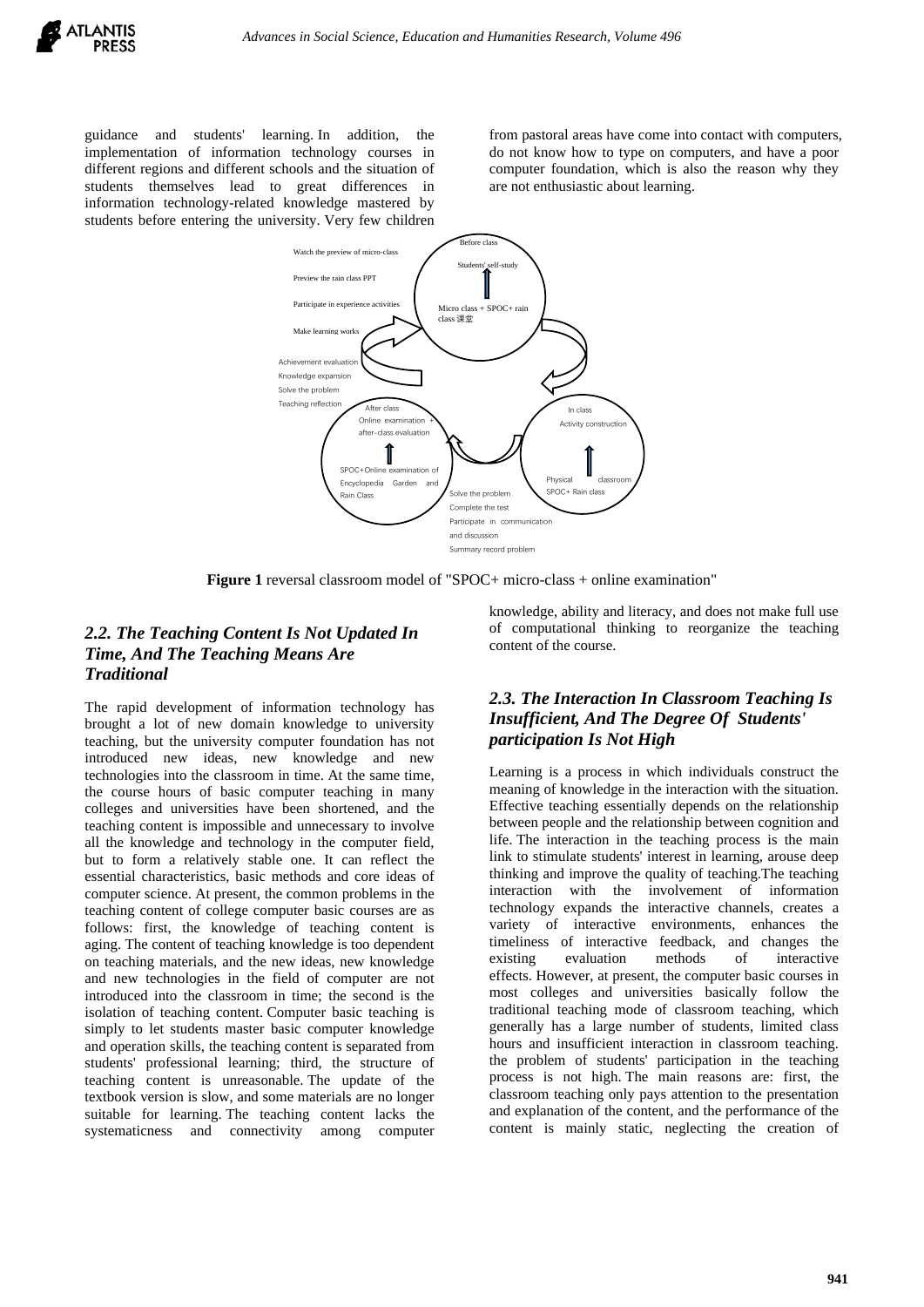guidance and students' learning. In addition, the implementation of information technology courses in different regions and different schools and the situation of students themselves lead to great differences in information technology-related knowledge mastered by students before entering the university. Very few children from pastoral areas have come into contact with computers, do not know how to type on computers, and have a poor computer foundation, which is also the reason why they are not enthusiastic about learning.

Before class

Students' self-study

Micro class + SPOC+ rain class 课堂

Watch the preview of micro-class

Preview the rain class PPT

Participate in experience activities

Make learning works

Achievement evaluation

Knowledge expansion

Solve the problem

Teaching reflection

After class

Online examination + after-class evaluation

SPOC+Online examination of Encyclopedia Garden and Rain Class

In class

Activity construction

Physical classroom SPOC+ Rain class

Solve the problem

Complete the test

Participate in communication and discussion

Summary record problem

**Figure 1** reversal classroom model of "SPOC+ micro-class + online examination"

### *2.2. The Teaching Content Is Not Updated In Time, And The Teaching Means Are Traditional*

The rapid development of information technology has brought a lot of new domain knowledge to university teaching, but the university computer foundation has not introduced new ideas, new knowledge and new technologies into the classroom in time. At the same time, the course hours of basic computer teaching in many colleges and universities have been shortened, and the teaching content is impossible and unnecessary to involve all the knowledge and technology in the computer field, but to form a relatively stable one. It can reflect the essential characteristics, basic methods and core ideas of computer science. At present, the common problems in the teaching content of college computer basic courses are as follows: first, the knowledge of teaching content is aging. The content of teaching knowledge is too dependent on teaching materials, and the new ideas, new knowledge and new technologies in the field of computer are not introduced into the classroom in time; the second is the isolation of teaching content. Computer basic teaching is simply to let students master basic computer knowledge and operation skills, the teaching content is separated from students' professional learning; third, the structure of teaching content is unreasonable. The update of the textbook version is slow, and some materials are no longer suitable for learning. The teaching content lacks the systematicness and connectivity among computer knowledge, ability and literacy, and does not make full use of computational thinking to reorganize the teaching content of the course.

### *2.3. The Interaction In Classroom Teaching Is Insufficient, And The Degree Of Students' participation Is Not High*

Learning is a process in which individuals construct the meaning of knowledge in the interaction with the situation. Effective teaching essentially depends on the relationship between people and the relationship between cognition and life. The interaction in the teaching process is the main link to stimulate students' interest in learning, arouse deep thinking and improve the quality of teaching.The teaching interaction with the involvement of information technology expands the interactive channels, creates a variety of interactive environments, enhances the timeliness of interactive feedback, and changes the existing evaluation methods of interactive effects. However, at present, the computer basic courses in most colleges and universities basically follow the traditional teaching mode of classroom teaching, which generally has a large number of students, limited class hours and insufficient interaction in classroom teaching. the problem of students' participation in the teaching process is not high. The main reasons are: first, the classroom teaching only pays attention to the presentation and explanation of the content, and the performance of the content is mainly static, neglecting the creation of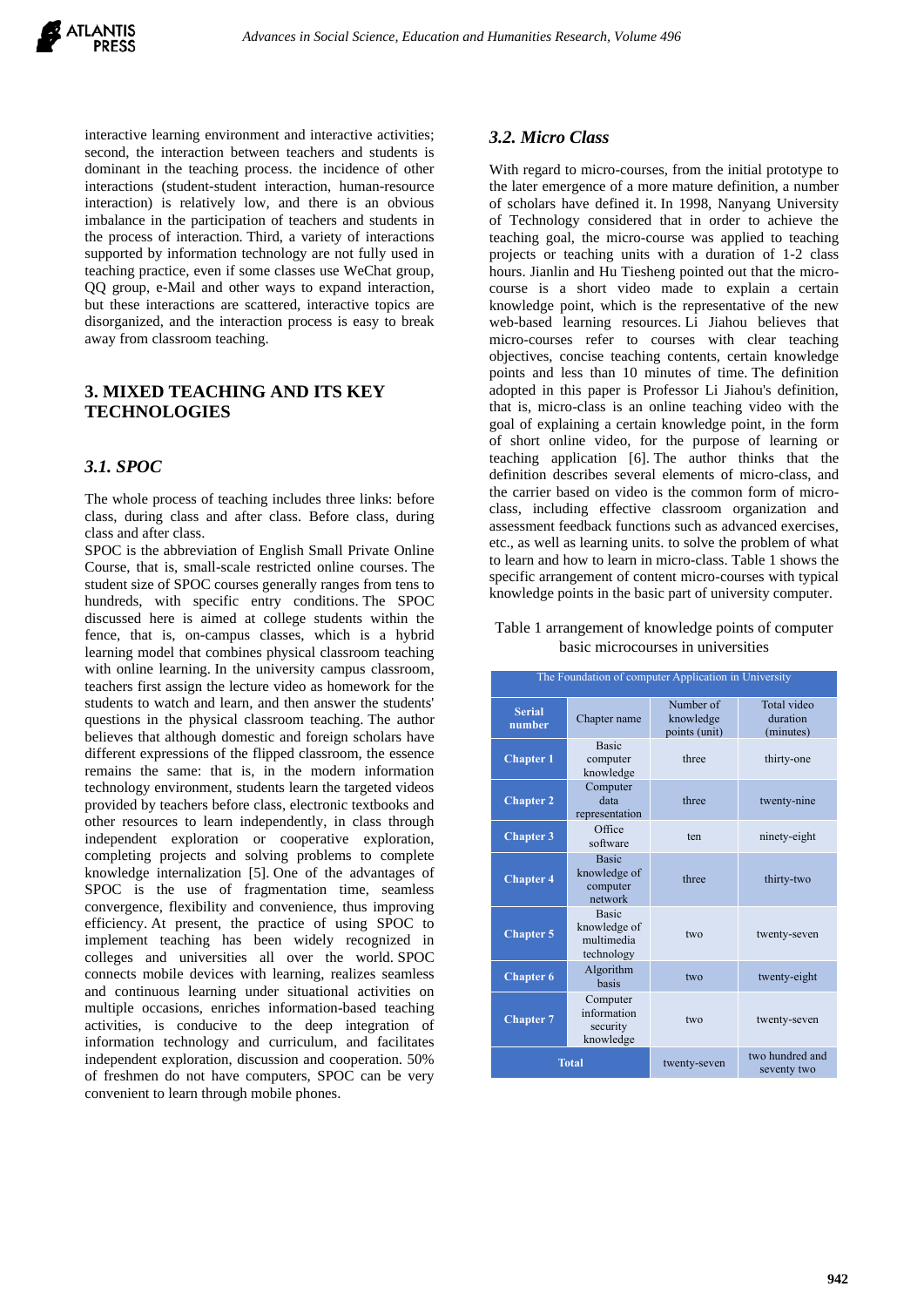interactive learning environment and interactive activities; second, the interaction between teachers and students is dominant in the teaching process. the incidence of other interactions (student-student interaction, human-resource interaction) is relatively low, and there is an obvious imbalance in the participation of teachers and students in the process of interaction. Third, a variety of interactions supported by information technology are not fully used in teaching practice, even if some classes use WeChat group, QQ group, e-Mail and other ways to expand interaction, but these interactions are scattered, interactive topics are disorganized, and the interaction process is easy to break away from classroom teaching.

## 3. MIXED TEACHING AND ITS KEY TECHNOLOGIES

### *3.1. SPOC*

The whole process of teaching includes three links: before class, during class and after class. Before class, during class and after class.

SPOC is the abbreviation of English Small Private Online Course, that is, small-scale restricted online courses. The student size of SPOC courses generally ranges from tens to hundreds, with specific entry conditions. The SPOC discussed here is aimed at college students within the fence, that is, on-campus classes, which is a hybrid learning model that combines physical classroom teaching with online learning. In the university campus classroom, teachers first assign the lecture video as homework for the students to watch and learn, and then answer the students' questions in the physical classroom teaching. The author believes that although domestic and foreign scholars have different expressions of the flipped classroom, the essence remains the same: that is, in the modern information technology environment, students learn the targeted videos provided by teachers before class, electronic textbooks and other resources to learn independently, in class through independent exploration or cooperative exploration, completing projects and solving problems to complete knowledge internalization [5]. One of the advantages of SPOC is the use of fragmentation time, seamless convergence, flexibility and convenience, thus improving efficiency. At present, the practice of using SPOC to implement teaching has been widely recognized in colleges and universities all over the world. SPOC connects mobile devices with learning, realizes seamless and continuous learning under situational activities on multiple occasions, enriches information-based teaching activities, is conducive to the deep integration of information technology and curriculum, and facilitates independent exploration, discussion and cooperation. 50% of freshmen do not have computers, SPOC can be very convenient to learn through mobile phones.

### *3.2. Micro Class*

With regard to micro-courses, from the initial prototype to the later emergence of a more mature definition, a number of scholars have defined it. In 1998, Nanyang University of Technology considered that in order to achieve the teaching goal, the micro-course was applied to teaching projects or teaching units with a duration of 1-2 class hours. Li Jianlin and Hu Tiesheng pointed out that the micro-course is a short video made to explain a certain knowledge point, which is the representative of the new web-based learning resources. Li Jiahou believes that micro-courses refer to courses with clear teaching objectives, concise teaching contents, certain knowledge points and less than 10 minutes of time. The definition adopted in this paper is Professor Li Jiahou's definition, that is, micro-class is an online teaching video with the goal of explaining a certain knowledge point, in the form of short online video, for the purpose of learning or teaching application [6]. The author thinks that the definition describes several elements of micro-class, and the carrier based on video is the common form of micro-class, including effective classroom organization and assessment feedback functions such as advanced exercises, etc., as well as learning units. to solve the problem of what to learn and how to learn in micro-class. Table 1 shows the specific arrangement of content micro-courses with typical knowledge points in the basic part of university computer.

Table 1 arrangement of knowledge points of computer basic microcourses in universities

| The Foundation of computer Application in University | | | |
|---|---|---|---|
| **Serial number** | Chapter name | Number of knowledge points (unit) | Total video duration (minutes) |
| **Chapter 1** | Basic computer knowledge | three | thirty-one |
| **Chapter 2** | Computer data representation | three | twenty-nine |
| **Chapter 3** | Office software | ten | ninety-eight |
| **Chapter 4** | Basic knowledge of computer network | three | thirty-two |
| **Chapter 5** | Basic knowledge of multimedia technology | two | twenty-seven |
| **Chapter 6** | Algorithm basis | two | twenty-eight |
| **Chapter 7** | Computer information security knowledge | two | twenty-seven |
| **Total** | | twenty-seven | two hundred and seventy two |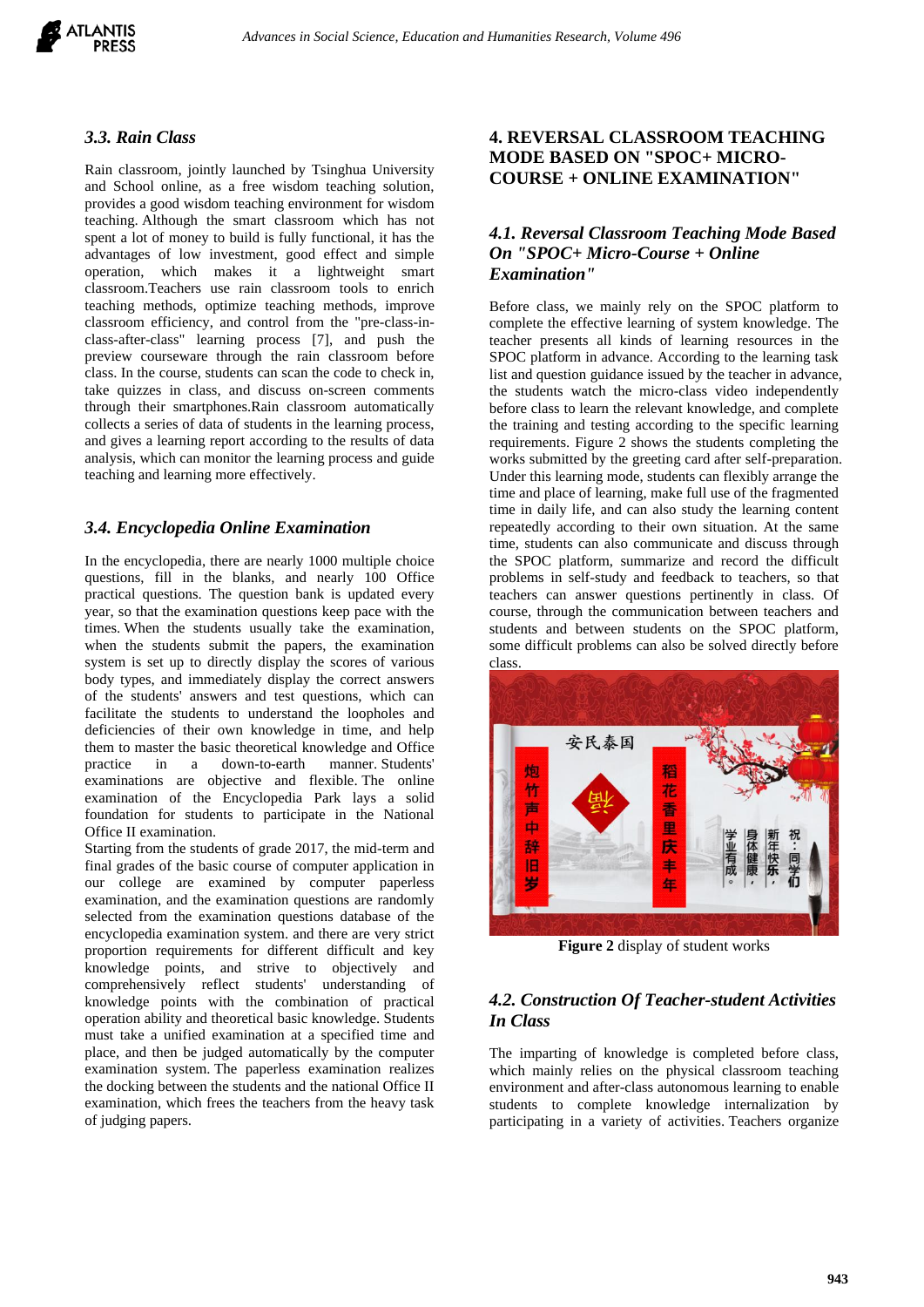### 3.3. Rain Class

Rain classroom, jointly launched by Tsinghua University and School online, as a free wisdom teaching solution, provides a good wisdom teaching environment for wisdom teaching. Although the smart classroom which has not spent a lot of money to build is fully functional, it has the advantages of low investment, good effect and simple operation, which makes it a lightweight smart classroom.Teachers use rain classroom tools to enrich teaching methods, optimize teaching methods, improve classroom efficiency, and control from the "pre-class-in-class-after-class" learning process [7], and push the preview courseware through the rain classroom before class. In the course, students can scan the code to check in, take quizzes in class, and discuss on-screen comments through their smartphones.Rain classroom automatically collects a series of data of students in the learning process, and gives a learning report according to the results of data analysis, which can monitor the learning process and guide teaching and learning more effectively.

### 3.4. Encyclopedia Online Examination

In the encyclopedia, there are nearly 1000 multiple choice questions, fill in the blanks, and nearly 100 Office practical questions. The question bank is updated every year, so that the examination questions keep pace with the times. When the students usually take the examination, when the students submit the papers, the examination system is set up to directly display the scores of various body types, and immediately display the correct answers of the students' answers and test questions, which can facilitate the students to understand the loopholes and deficiencies of their own knowledge in time, and help them to master the basic theoretical knowledge and Office practice in a down-to-earth manner. Students' examinations are objective and flexible. The online examination of the Encyclopedia Park lays a solid foundation for students to participate in the National Office II examination.

Starting from the students of grade 2017, the mid-term and final grades of the basic course of computer application in our college are examined by computer paperless examination, and the examination questions are randomly selected from the examination questions database of the encyclopedia examination system. and there are very strict proportion requirements for different difficult and key knowledge points, and strive to objectively and comprehensively reflect students' understanding of knowledge points with the combination of practical operation ability and theoretical basic knowledge. Students must take a unified examination at a specified time and place, and then be judged automatically by the computer examination system. The paperless examination realizes the docking between the students and the national Office II examination, which frees the teachers from the heavy task of judging papers.

## 4. REVERSAL CLASSROOM TEACHING MODE BASED ON "SPOC+ MICRO-COURSE + ONLINE EXAMINATION"

### 4.1. Reversal Classroom Teaching Mode Based On "SPOC+ Micro-Course + Online Examination"

Before class, we mainly rely on the SPOC platform to complete the effective learning of system knowledge. The teacher presents all kinds of learning resources in the SPOC platform in advance. According to the learning task list and question guidance issued by the teacher in advance, the students watch the micro-class video independently before class to learn the relevant knowledge, and complete the training and testing according to the specific learning requirements. Figure 2 shows the students completing the works submitted by the greeting card after self-preparation. Under this learning mode, students can flexibly arrange the time and place of learning, make full use of the fragmented time in daily life, and can also study the learning content repeatedly according to their own situation. At the same time, students can also communicate and discuss through the SPOC platform, summarize and record the difficult problems in self-study and feedback to teachers, so that teachers can answer questions pertinently in class. Of course, through the communication between teachers and students and between students on the SPOC platform, some difficult problems can also be solved directly before class.

**Figure 2** display of student works

### 4.2. Construction Of Teacher-student Activities In Class

The imparting of knowledge is completed before class, which mainly relies on the physical classroom teaching environment and after-class autonomous learning to enable students to complete knowledge internalization by participating in a variety of activities. Teachers organize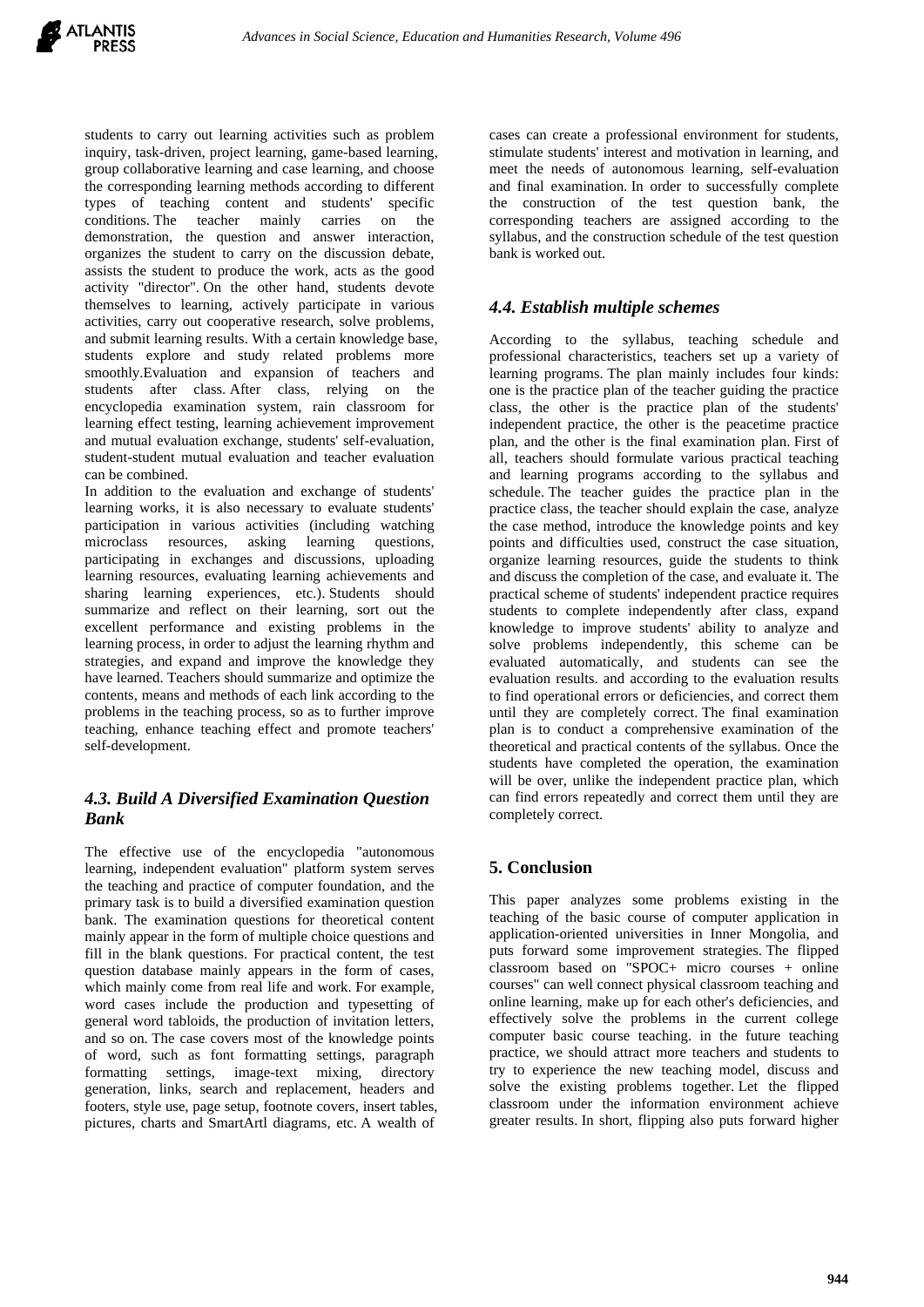students to carry out learning activities such as problem inquiry, task-driven, project learning, game-based learning, group collaborative learning and case learning, and choose the corresponding learning methods according to different types of teaching content and students' specific conditions. The teacher mainly carries on the demonstration, the question and answer interaction, organizes the student to carry on the discussion debate, assists the student to produce the work, acts as the good activity "director". On the other hand, students devote themselves to learning, actively participate in various activities, carry out cooperative research, solve problems, and submit learning results. With a certain knowledge base, students explore and study related problems more smoothly.Evaluation and expansion of teachers and students after class. After class, relying on the encyclopedia examination system, rain classroom for learning effect testing, learning achievement improvement and mutual evaluation exchange, students' self-evaluation, student-student mutual evaluation and teacher evaluation can be combined.

In addition to the evaluation and exchange of students' learning works, it is also necessary to evaluate students' participation in various activities (including watching microclass resources, asking learning questions, participating in exchanges and discussions, uploading learning resources, evaluating learning achievements and sharing learning experiences, etc.). Students should summarize and reflect on their learning, sort out the excellent performance and existing problems in the learning process, in order to adjust the learning rhythm and strategies, and expand and improve the knowledge they have learned. Teachers should summarize and optimize the contents, means and methods of each link according to the problems in the teaching process, so as to further improve teaching, enhance teaching effect and promote teachers' self-development.

### *4.3. Build A Diversified Examination Question Bank*

The effective use of the encyclopedia "autonomous learning, independent evaluation" platform system serves the teaching and practice of computer foundation, and the primary task is to build a diversified examination question bank. The examination questions for theoretical content mainly appear in the form of multiple choice questions and fill in the blank questions. For practical content, the test question database mainly appears in the form of cases, which mainly come from real life and work. For example, word cases include the production and typesetting of general word tabloids, the production of invitation letters, and so on. The case covers most of the knowledge points of word, such as font formatting settings, paragraph formatting settings, image-text mixing, directory generation, links, search and replacement, headers and footers, style use, page setup, footnote covers, insert tables, pictures, charts and SmartArtl diagrams, etc. A wealth of cases can create a professional environment for students, stimulate students' interest and motivation in learning, and meet the needs of autonomous learning, self-evaluation and final examination. In order to successfully complete the construction of the test question bank, the corresponding teachers are assigned according to the syllabus, and the construction schedule of the test question bank is worked out.

### *4.4. Establish multiple schemes*

According to the syllabus, teaching schedule and professional characteristics, teachers set up a variety of learning programs. The plan mainly includes four kinds: one is the practice plan of the teacher guiding the practice class, the other is the practice plan of the students' independent practice, the other is the peacetime practice plan, and the other is the final examination plan. First of all, teachers should formulate various practical teaching and learning programs according to the syllabus and schedule. The teacher guides the practice plan in the practice class, the teacher should explain the case, analyze the case method, introduce the knowledge points and key points and difficulties used, construct the case situation, organize learning resources, guide the students to think and discuss the completion of the case, and evaluate it. The practical scheme of students' independent practice requires students to complete independently after class, expand knowledge to improve students' ability to analyze and solve problems independently, this scheme can be evaluated automatically, and students can see the evaluation results. and according to the evaluation results to find operational errors or deficiencies, and correct them until they are completely correct. The final examination plan is to conduct a comprehensive examination of the theoretical and practical contents of the syllabus. Once the students have completed the operation, the examination will be over, unlike the independent practice plan, which can find errors repeatedly and correct them until they are completely correct.

## 5. Conclusion

This paper analyzes some problems existing in the teaching of the basic course of computer application in application-oriented universities in Inner Mongolia, and puts forward some improvement strategies. The flipped classroom based on "SPOC+ micro courses + online courses" can well connect physical classroom teaching and online learning, make up for each other's deficiencies, and effectively solve the problems in the current college computer basic course teaching. in the future teaching practice, we should attract more teachers and students to try to experience the new teaching model, discuss and solve the existing problems together. Let the flipped classroom under the information environment achieve greater results. In short, flipping also puts forward higher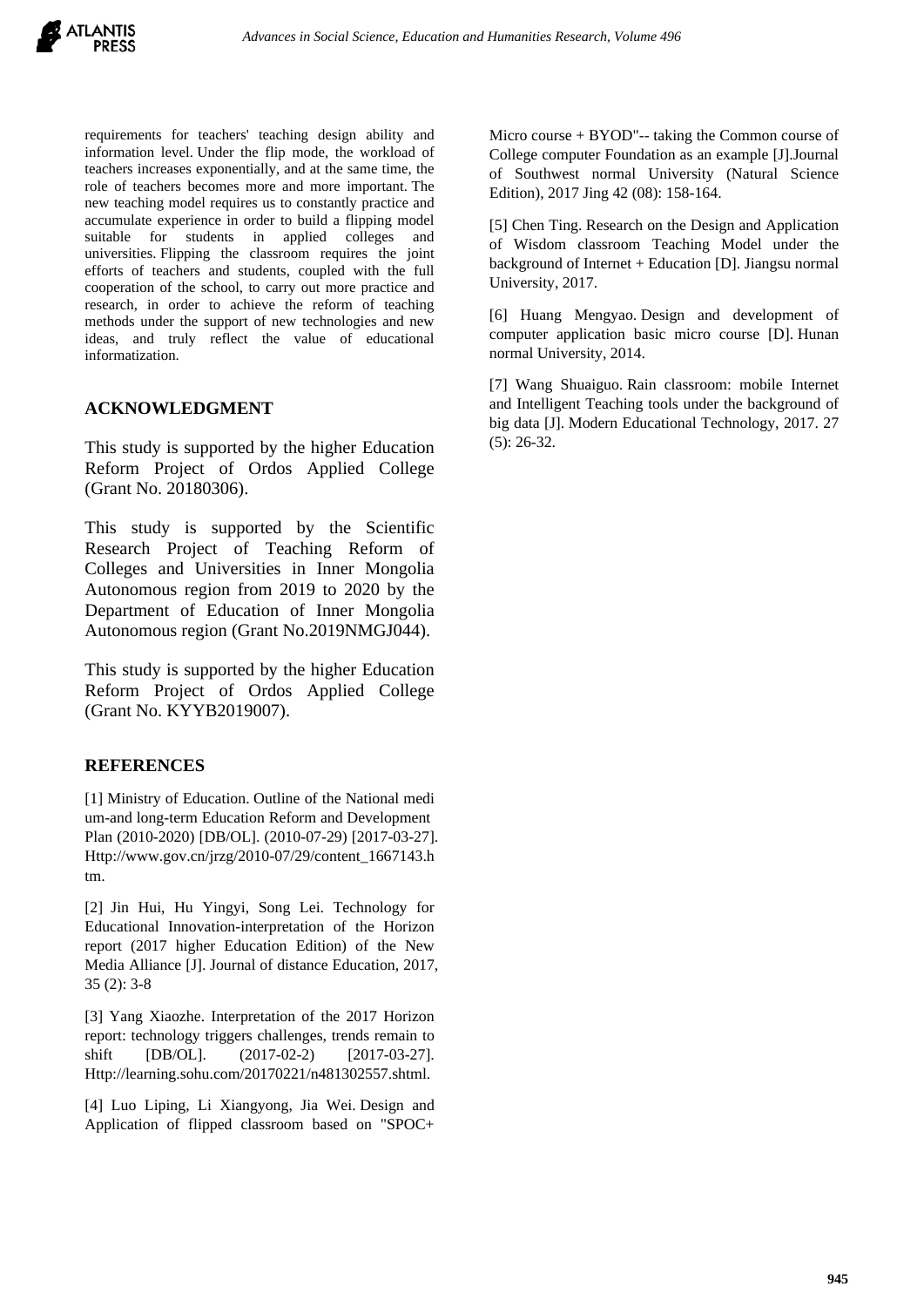requirements for teachers' teaching design ability and information level. Under the flip mode, the workload of teachers increases exponentially, and at the same time, the role of teachers becomes more and more important. The new teaching model requires us to constantly practice and accumulate experience in order to build a flipping model suitable for students in applied colleges and universities. Flipping the classroom requires the joint efforts of teachers and students, coupled with the full cooperation of the school, to carry out more practice and research, in order to achieve the reform of teaching methods under the support of new technologies and new ideas, and truly reflect the value of educational informatization.

## ACKNOWLEDGMENT

This study is supported by the higher Education Reform Project of Ordos Applied College (Grant No. 20180306).

This study is supported by the Scientific Research Project of Teaching Reform of Colleges and Universities in Inner Mongolia Autonomous region from 2019 to 2020 by the Department of Education of Inner Mongolia Autonomous region (Grant No.2019NMGJ044).

This study is supported by the higher Education Reform Project of Ordos Applied College (Grant No. KYYB2019007).

## REFERENCES

[1] Ministry of Education. Outline of the National medium-and long-term Education Reform and Development Plan (2010-2020) [DB/OL]. (2010-07-29) [2017-03-27]. Http://www.gov.cn/jrzg/2010-07/29/content_1667143.htm.

[2] Jin Hui, Hu Yingyi, Song Lei. Technology for Educational Innovation-interpretation of the Horizon report (2017 higher Education Edition) of the New Media Alliance [J]. Journal of distance Education, 2017, 35 (2): 3-8

[3] Yang Xiaozhe. Interpretation of the 2017 Horizon report: technology triggers challenges, trends remain to shift [DB/OL]. (2017-02-2) [2017-03-27]. Http://learning.sohu.com/20170221/n481302557.shtml.

[4] Luo Liping, Li Xiangyong, Jia Wei. Design and Application of flipped classroom based on "SPOC+ Micro course + BYOD"-- taking the Common course of College computer Foundation as an example [J].Journal of Southwest normal University (Natural Science Edition), 2017 Jing 42 (08): 158-164.

[5] Chen Ting. Research on the Design and Application of Wisdom classroom Teaching Model under the background of Internet + Education [D]. Jiangsu normal University, 2017.

[6] Huang Mengyao. Design and development of computer application basic micro course [D]. Hunan normal University, 2014.

[7] Wang Shuaiguo. Rain classroom: mobile Internet and Intelligent Teaching tools under the background of big data [J]. Modern Educational Technology, 2017. 27 (5): 26-32.